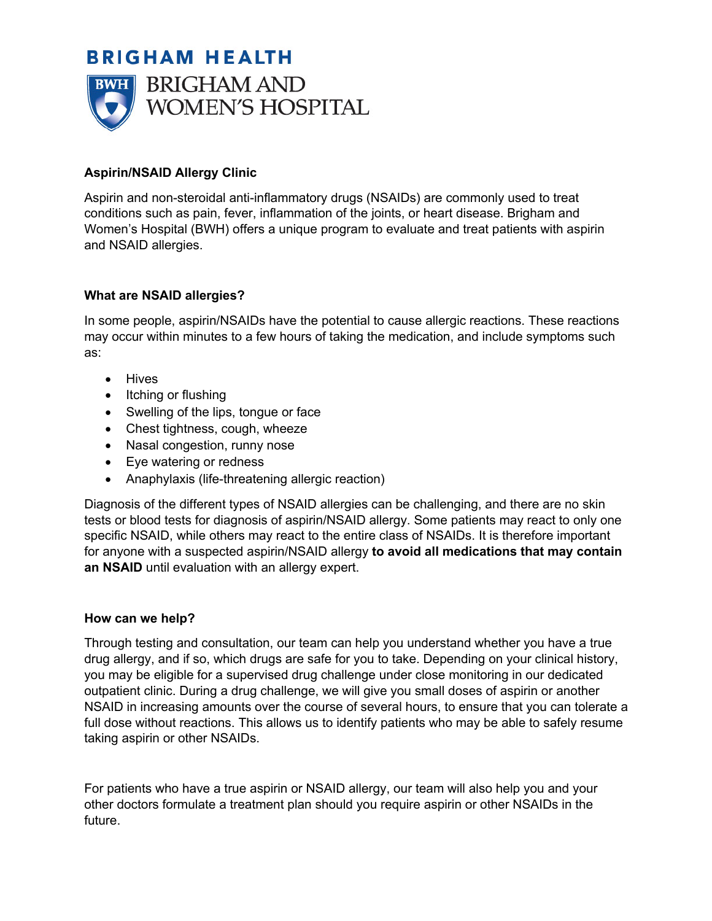BRIGHAM HEALTH

BRIGHAM AND WOMEN'S HOSPITAL

## Aspirin/NSAID Allergy Clinic

Aspirin and non-steroidal anti-inflammatory drugs (NSAIDs) are commonly used to treat conditions such as pain, fever, inflammation of the joints, or heart disease. Brigham and Women's Hospital (BWH) offers a unique program to evaluate and treat patients with aspirin and NSAID allergies.

### What are NSAID allergies?

In some people, aspirin/NSAIDs have the potential to cause allergic reactions. These reactions may occur within minutes to a few hours of taking the medication, and include symptoms such as:

- Hives
- Itching or flushing
- Swelling of the lips, tongue or face
- Chest tightness, cough, wheeze
- Nasal congestion, runny nose
- Eye watering or redness
- Anaphylaxis (life-threatening allergic reaction)

Diagnosis of the different types of NSAID allergies can be challenging, and there are no skin tests or blood tests for diagnosis of aspirin/NSAID allergy. Some patients may react to only one specific NSAID, while others may react to the entire class of NSAIDs. It is therefore important for anyone with a suspected aspirin/NSAID allergy **to avoid all medications that may contain an NSAID** until evaluation with an allergy expert.

### How can we help?

Through testing and consultation, our team can help you understand whether you have a true drug allergy, and if so, which drugs are safe for you to take. Depending on your clinical history, you may be eligible for a supervised drug challenge under close monitoring in our dedicated outpatient clinic. During a drug challenge, we will give you small doses of aspirin or another NSAID in increasing amounts over the course of several hours, to ensure that you can tolerate a full dose without reactions. This allows us to identify patients who may be able to safely resume taking aspirin or other NSAIDs.

For patients who have a true aspirin or NSAID allergy, our team will also help you and your other doctors formulate a treatment plan should you require aspirin or other NSAIDs in the future.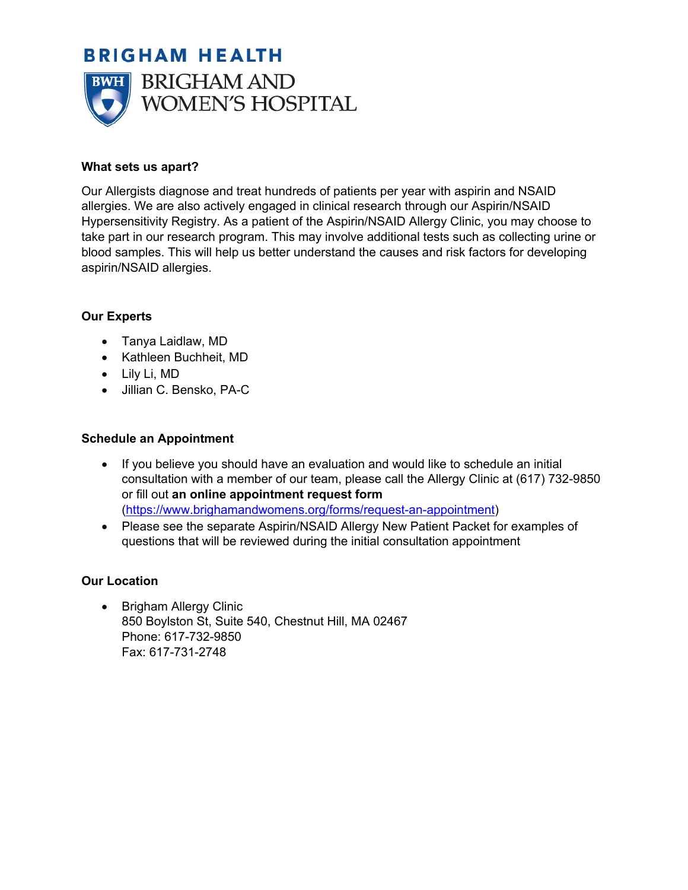BRIGHAM HEALTH

BRIGHAM AND WOMEN'S HOSPITAL

**What sets us apart?**

Our Allergists diagnose and treat hundreds of patients per year with aspirin and NSAID allergies. We are also actively engaged in clinical research through our Aspirin/NSAID Hypersensitivity Registry. As a patient of the Aspirin/NSAID Allergy Clinic, you may choose to take part in our research program. This may involve additional tests such as collecting urine or blood samples. This will help us better understand the causes and risk factors for developing aspirin/NSAID allergies.

**Our Experts**

- Tanya Laidlaw, MD
- Kathleen Buchheit, MD
- Lily Li, MD
- Jillian C. Bensko, PA-C

**Schedule an Appointment**

- If you believe you should have an evaluation and would like to schedule an initial consultation with a member of our team, please call the Allergy Clinic at (617) 732-9850 or fill out **an online appointment request form** ([https://www.brighamandwomens.org/forms/request-an-appointment](https://www.brighamandwomens.org/forms/request-an-appointment))
- Please see the separate Aspirin/NSAID Allergy New Patient Packet for examples of questions that will be reviewed during the initial consultation appointment

**Our Location**

- Brigham Allergy Clinic
  850 Boylston St, Suite 540, Chestnut Hill, MA 02467
  Phone: 617-732-9850
  Fax: 617-731-2748